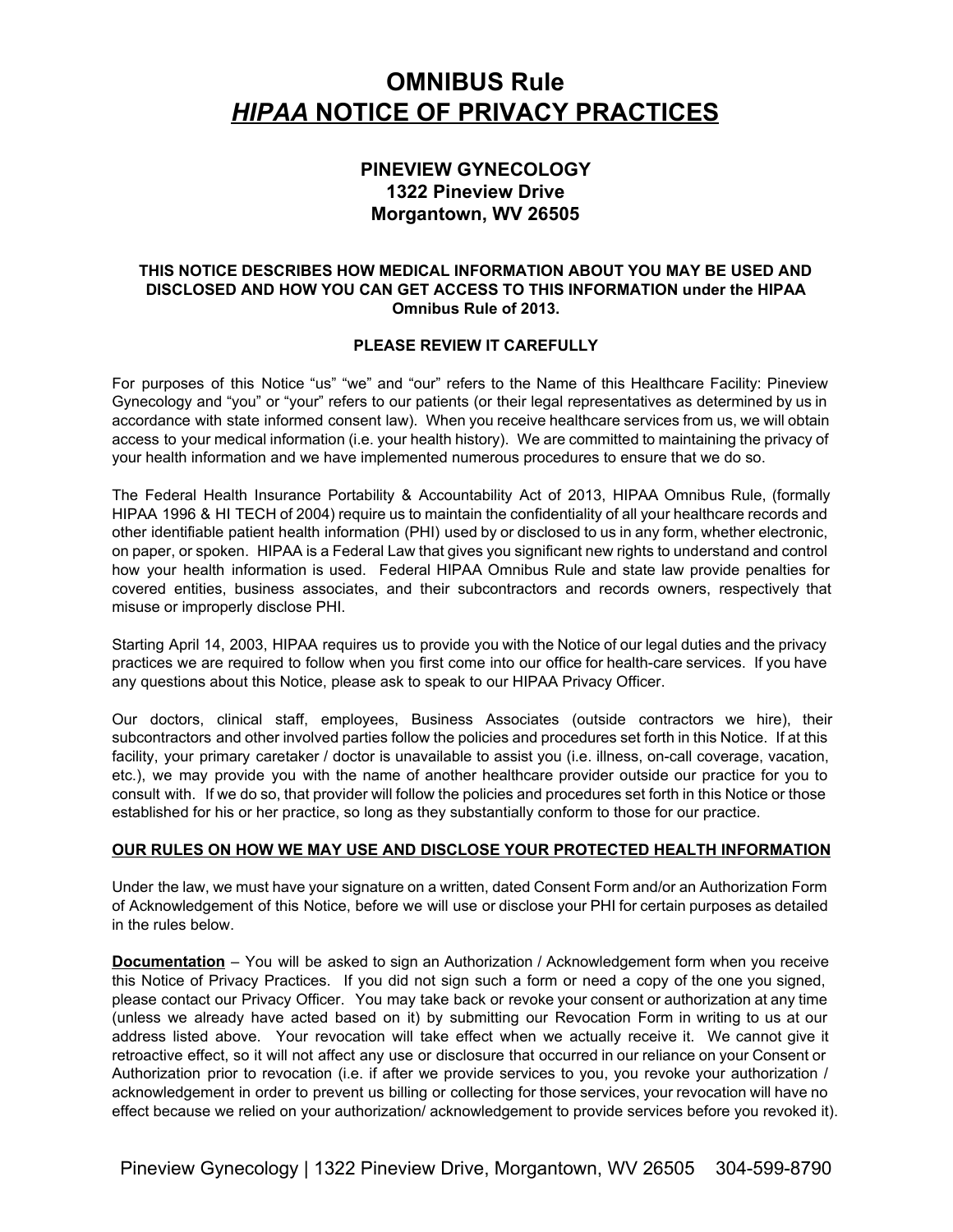# OMNIBUS Rule
# *HIPAA* NOTICE OF PRIVACY PRACTICES

### PINEVIEW GYNECOLOGY
### 1322 Pineview Drive
### Morgantown, WV 26505

**THIS NOTICE DESCRIBES HOW MEDICAL INFORMATION ABOUT YOU MAY BE USED AND DISCLOSED AND HOW YOU CAN GET ACCESS TO THIS INFORMATION under the HIPAA Omnibus Rule of 2013.**

**PLEASE REVIEW IT CAREFULLY**

For purposes of this Notice "us" "we" and "our" refers to the Name of this Healthcare Facility: Pineview Gynecology and "you" or "your" refers to our patients (or their legal representatives as determined by us in accordance with state informed consent law). When you receive healthcare services from us, we will obtain access to your medical information (i.e. your health history). We are committed to maintaining the privacy of your health information and we have implemented numerous procedures to ensure that we do so.

The Federal Health Insurance Portability & Accountability Act of 2013, HIPAA Omnibus Rule, (formally HIPAA 1996 & HI TECH of 2004) require us to maintain the confidentiality of all your healthcare records and other identifiable patient health information (PHI) used by or disclosed to us in any form, whether electronic, on paper, or spoken. HIPAA is a Federal Law that gives you significant new rights to understand and control how your health information is used. Federal HIPAA Omnibus Rule and state law provide penalties for covered entities, business associates, and their subcontractors and records owners, respectively that misuse or improperly disclose PHI.

Starting April 14, 2003, HIPAA requires us to provide you with the Notice of our legal duties and the privacy practices we are required to follow when you first come into our office for health-care services. If you have any questions about this Notice, please ask to speak to our HIPAA Privacy Officer.

Our doctors, clinical staff, employees, Business Associates (outside contractors we hire), their subcontractors and other involved parties follow the policies and procedures set forth in this Notice. If at this facility, your primary caretaker / doctor is unavailable to assist you (i.e. illness, on-call coverage, vacation, etc.), we may provide you with the name of another healthcare provider outside our practice for you to consult with. If we do so, that provider will follow the policies and procedures set forth in this Notice or those established for his or her practice, so long as they substantially conform to those for our practice.

**OUR RULES ON HOW WE MAY USE AND DISCLOSE YOUR PROTECTED HEALTH INFORMATION**

Under the law, we must have your signature on a written, dated Consent Form and/or an Authorization Form of Acknowledgement of this Notice, before we will use or disclose your PHI for certain purposes as detailed in the rules below.

**Documentation** – You will be asked to sign an Authorization / Acknowledgement form when you receive this Notice of Privacy Practices. If you did not sign such a form or need a copy of the one you signed, please contact our Privacy Officer. You may take back or revoke your consent or authorization at any time (unless we already have acted based on it) by submitting our Revocation Form in writing to us at our address listed above. Your revocation will take effect when we actually receive it. We cannot give it retroactive effect, so it will not affect any use or disclosure that occurred in our reliance on your Consent or Authorization prior to revocation (i.e. if after we provide services to you, you revoke your authorization / acknowledgement in order to prevent us billing or collecting for those services, your revocation will have no effect because we relied on your authorization/ acknowledgement to provide services before you revoked it).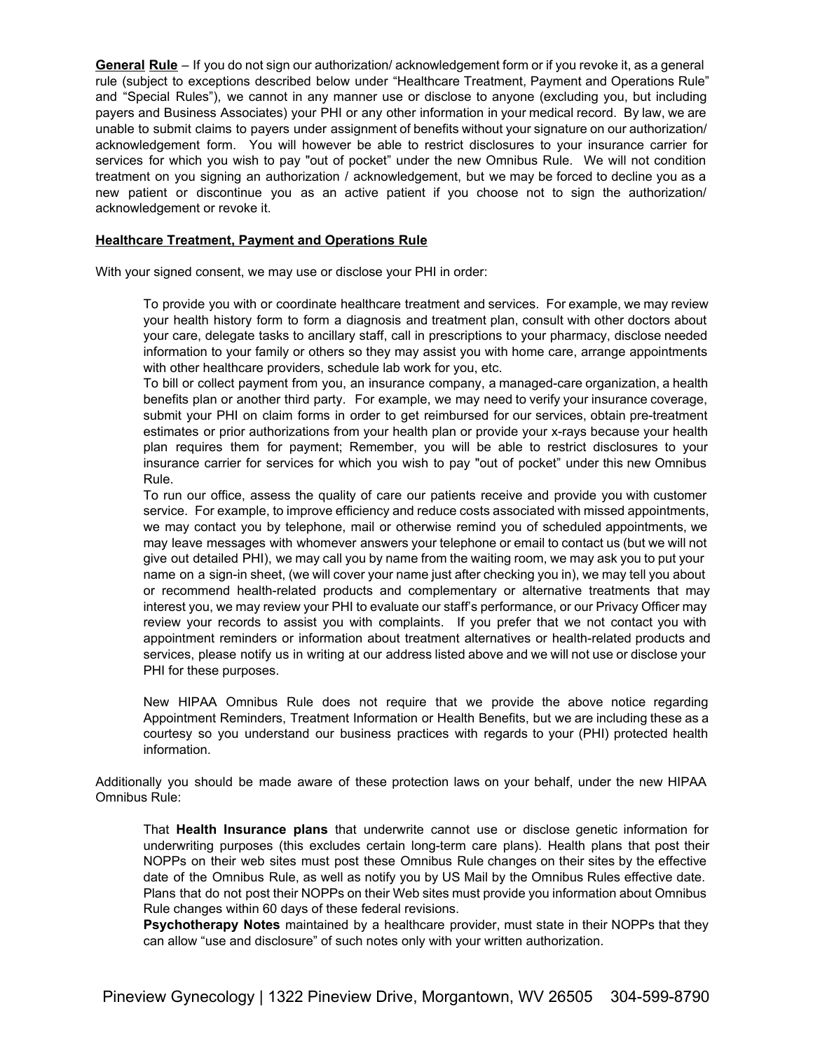**General Rule** – If you do not sign our authorization/ acknowledgement form or if you revoke it, as a general rule (subject to exceptions described below under "Healthcare Treatment, Payment and Operations Rule" and "Special Rules"), we cannot in any manner use or disclose to anyone (excluding you, but including payers and Business Associates) your PHI or any other information in your medical record. By law, we are unable to submit claims to payers under assignment of benefits without your signature on our authorization/ acknowledgement form. You will however be able to restrict disclosures to your insurance carrier for services for which you wish to pay "out of pocket" under the new Omnibus Rule. We will not condition treatment on you signing an authorization / acknowledgement, but we may be forced to decline you as a new patient or discontinue you as an active patient if you choose not to sign the authorization/ acknowledgement or revoke it.

**Healthcare Treatment, Payment and Operations Rule**

With your signed consent, we may use or disclose your PHI in order:

To provide you with or coordinate healthcare treatment and services. For example, we may review your health history form to form a diagnosis and treatment plan, consult with other doctors about your care, delegate tasks to ancillary staff, call in prescriptions to your pharmacy, disclose needed information to your family or others so they may assist you with home care, arrange appointments with other healthcare providers, schedule lab work for you, etc.

To bill or collect payment from you, an insurance company, a managed-care organization, a health benefits plan or another third party. For example, we may need to verify your insurance coverage, submit your PHI on claim forms in order to get reimbursed for our services, obtain pre-treatment estimates or prior authorizations from your health plan or provide your x-rays because your health plan requires them for payment; Remember, you will be able to restrict disclosures to your insurance carrier for services for which you wish to pay "out of pocket" under this new Omnibus Rule.

To run our office, assess the quality of care our patients receive and provide you with customer service. For example, to improve efficiency and reduce costs associated with missed appointments, we may contact you by telephone, mail or otherwise remind you of scheduled appointments, we may leave messages with whomever answers your telephone or email to contact us (but we will not give out detailed PHI), we may call you by name from the waiting room, we may ask you to put your name on a sign-in sheet, (we will cover your name just after checking you in), we may tell you about or recommend health-related products and complementary or alternative treatments that may interest you, we may review your PHI to evaluate our staff's performance, or our Privacy Officer may review your records to assist you with complaints. If you prefer that we not contact you with appointment reminders or information about treatment alternatives or health-related products and services, please notify us in writing at our address listed above and we will not use or disclose your PHI for these purposes.

New HIPAA Omnibus Rule does not require that we provide the above notice regarding Appointment Reminders, Treatment Information or Health Benefits, but we are including these as a courtesy so you understand our business practices with regards to your (PHI) protected health information.

Additionally you should be made aware of these protection laws on your behalf, under the new HIPAA Omnibus Rule:

That **Health Insurance plans** that underwrite cannot use or disclose genetic information for underwriting purposes (this excludes certain long-term care plans). Health plans that post their NOPPs on their web sites must post these Omnibus Rule changes on their sites by the effective date of the Omnibus Rule, as well as notify you by US Mail by the Omnibus Rules effective date. Plans that do not post their NOPPs on their Web sites must provide you information about Omnibus Rule changes within 60 days of these federal revisions.

**Psychotherapy Notes** maintained by a healthcare provider, must state in their NOPPs that they can allow "use and disclosure" of such notes only with your written authorization.

Pineview Gynecology | 1322 Pineview Drive, Morgantown, WV 26505 304-599-8790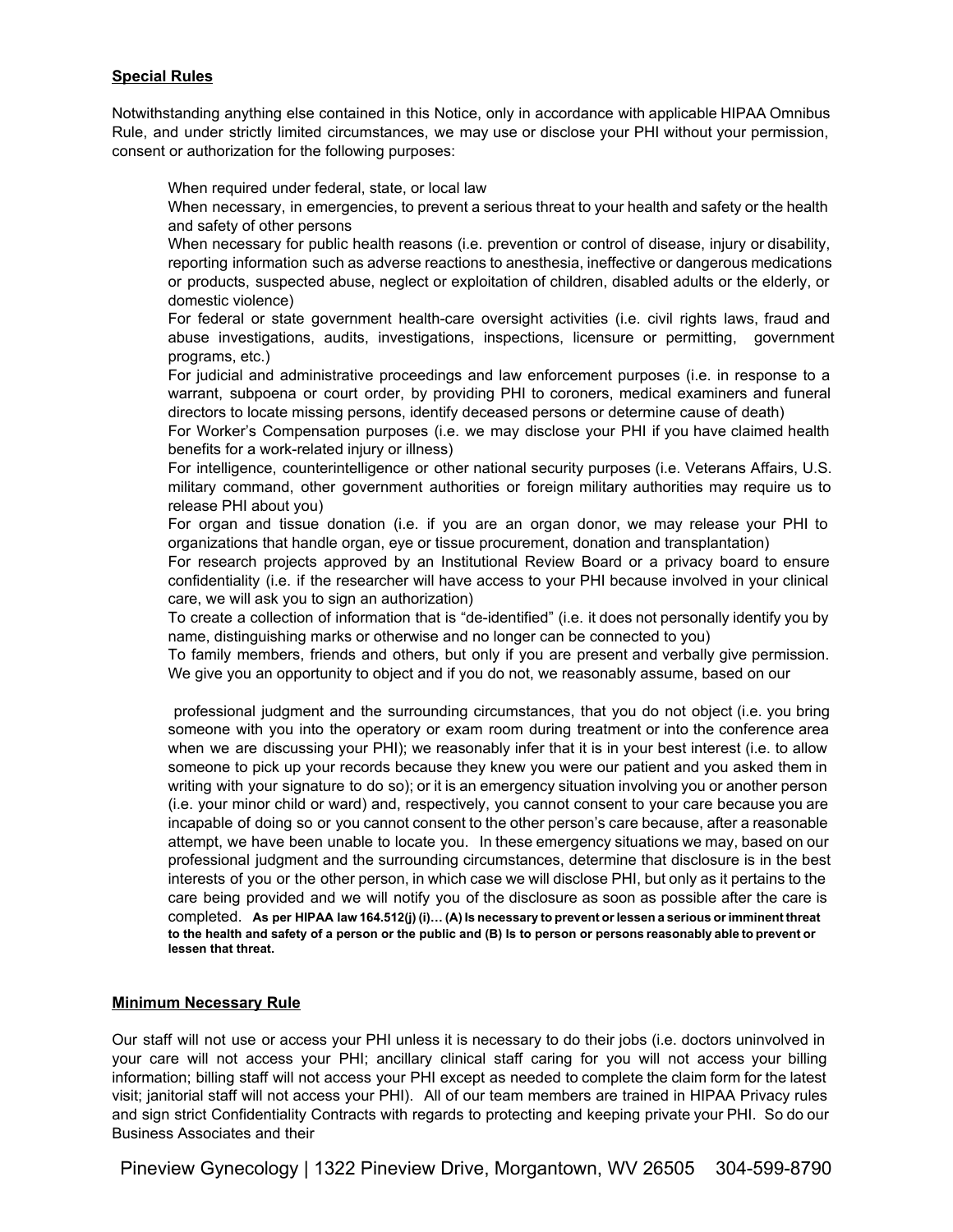**Special Rules**

Notwithstanding anything else contained in this Notice, only in accordance with applicable HIPAA Omnibus Rule, and under strictly limited circumstances, we may use or disclose your PHI without your permission, consent or authorization for the following purposes:

When required under federal, state, or local law

When necessary, in emergencies, to prevent a serious threat to your health and safety or the health and safety of other persons

When necessary for public health reasons (i.e. prevention or control of disease, injury or disability, reporting information such as adverse reactions to anesthesia, ineffective or dangerous medications or products, suspected abuse, neglect or exploitation of children, disabled adults or the elderly, or domestic violence)

For federal or state government health-care oversight activities (i.e. civil rights laws, fraud and abuse investigations, audits, investigations, inspections, licensure or permitting, government programs, etc.)

For judicial and administrative proceedings and law enforcement purposes (i.e. in response to a warrant, subpoena or court order, by providing PHI to coroners, medical examiners and funeral directors to locate missing persons, identify deceased persons or determine cause of death)

For Worker's Compensation purposes (i.e. we may disclose your PHI if you have claimed health benefits for a work-related injury or illness)

For intelligence, counterintelligence or other national security purposes (i.e. Veterans Affairs, U.S. military command, other government authorities or foreign military authorities may require us to release PHI about you)

For organ and tissue donation (i.e. if you are an organ donor, we may release your PHI to organizations that handle organ, eye or tissue procurement, donation and transplantation)

For research projects approved by an Institutional Review Board or a privacy board to ensure confidentiality (i.e. if the researcher will have access to your PHI because involved in your clinical care, we will ask you to sign an authorization)

To create a collection of information that is "de-identified" (i.e. it does not personally identify you by name, distinguishing marks or otherwise and no longer can be connected to you)

To family members, friends and others, but only if you are present and verbally give permission. We give you an opportunity to object and if you do not, we reasonably assume, based on our professional judgment and the surrounding circumstances, that you do not object (i.e. you bring someone with you into the operatory or exam room during treatment or into the conference area when we are discussing your PHI); we reasonably infer that it is in your best interest (i.e. to allow someone to pick up your records because they knew you were our patient and you asked them in writing with your signature to do so); or it is an emergency situation involving you or another person (i.e. your minor child or ward) and, respectively, you cannot consent to your care because you are incapable of doing so or you cannot consent to the other person's care because, after a reasonable attempt, we have been unable to locate you. In these emergency situations we may, based on our professional judgment and the surrounding circumstances, determine that disclosure is in the best interests of you or the other person, in which case we will disclose PHI, but only as it pertains to the care being provided and we will notify you of the disclosure as soon as possible after the care is completed. **As per HIPAA law 164.512(j) (i)… (A) Is necessary to prevent or lessen a serious or imminent threat to the health and safety of a person or the public and (B) Is to person or persons reasonably able to prevent or lessen that threat.**

**Minimum Necessary Rule**

Our staff will not use or access your PHI unless it is necessary to do their jobs (i.e. doctors uninvolved in your care will not access your PHI; ancillary clinical staff caring for you will not access your billing information; billing staff will not access your PHI except as needed to complete the claim form for the latest visit; janitorial staff will not access your PHI). All of our team members are trained in HIPAA Privacy rules and sign strict Confidentiality Contracts with regards to protecting and keeping private your PHI. So do our Business Associates and their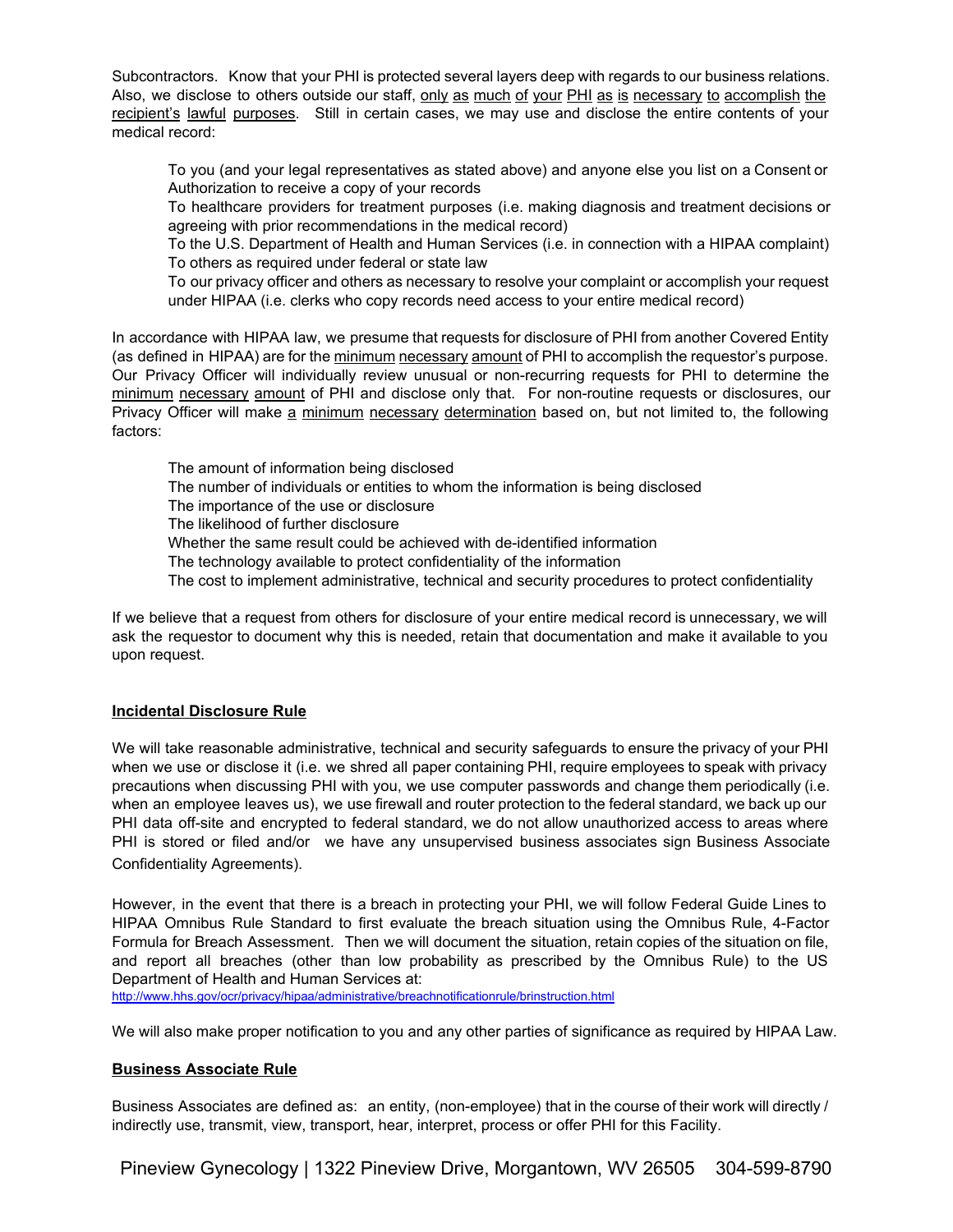Subcontractors. Know that your PHI is protected several layers deep with regards to our business relations. Also, we disclose to others outside our staff, <u>only as much of your PHI as is necessary to accomplish the recipient's lawful purposes</u>. Still in certain cases, we may use and disclose the entire contents of your medical record:

- To you (and your legal representatives as stated above) and anyone else you list on a Consent or Authorization to receive a copy of your records
- To healthcare providers for treatment purposes (i.e. making diagnosis and treatment decisions or agreeing with prior recommendations in the medical record)
- To the U.S. Department of Health and Human Services (i.e. in connection with a HIPAA complaint)
- To others as required under federal or state law
- To our privacy officer and others as necessary to resolve your complaint or accomplish your request under HIPAA (i.e. clerks who copy records need access to your entire medical record)

In accordance with HIPAA law, we presume that requests for disclosure of PHI from another Covered Entity (as defined in HIPAA) are for the <u>minimum necessary amount</u> of PHI to accomplish the requestor's purpose. Our Privacy Officer will individually review unusual or non-recurring requests for PHI to determine the <u>minimum necessary amount</u> of PHI and disclose only that. For non-routine requests or disclosures, our Privacy Officer will make <u>a minimum necessary determination</u> based on, but not limited to, the following factors:

- The amount of information being disclosed
- The number of individuals or entities to whom the information is being disclosed
- The importance of the use or disclosure
- The likelihood of further disclosure
- Whether the same result could be achieved with de-identified information
- The technology available to protect confidentiality of the information
- The cost to implement administrative, technical and security procedures to protect confidentiality

If we believe that a request from others for disclosure of your entire medical record is unnecessary, we will ask the requestor to document why this is needed, retain that documentation and make it available to you upon request.

## Incidental Disclosure Rule

We will take reasonable administrative, technical and security safeguards to ensure the privacy of your PHI when we use or disclose it (i.e. we shred all paper containing PHI, require employees to speak with privacy precautions when discussing PHI with you, we use computer passwords and change them periodically (i.e. when an employee leaves us), we use firewall and router protection to the federal standard, we back up our PHI data off-site and encrypted to federal standard, we do not allow unauthorized access to areas where PHI is stored or filed and/or we have any unsupervised business associates sign Business Associate Confidentiality Agreements).

However, in the event that there is a breach in protecting your PHI, we will follow Federal Guide Lines to HIPAA Omnibus Rule Standard to first evaluate the breach situation using the Omnibus Rule, 4-Factor Formula for Breach Assessment. Then we will document the situation, retain copies of the situation on file, and report all breaches (other than low probability as prescribed by the Omnibus Rule) to the US Department of Health and Human Services at:
http://www.hhs.gov/ocr/privacy/hipaa/administrative/breachnotificationrule/brinstruction.html

We will also make proper notification to you and any other parties of significance as required by HIPAA Law.

## Business Associate Rule

Business Associates are defined as: an entity, (non-employee) that in the course of their work will directly / indirectly use, transmit, view, transport, hear, interpret, process or offer PHI for this Facility.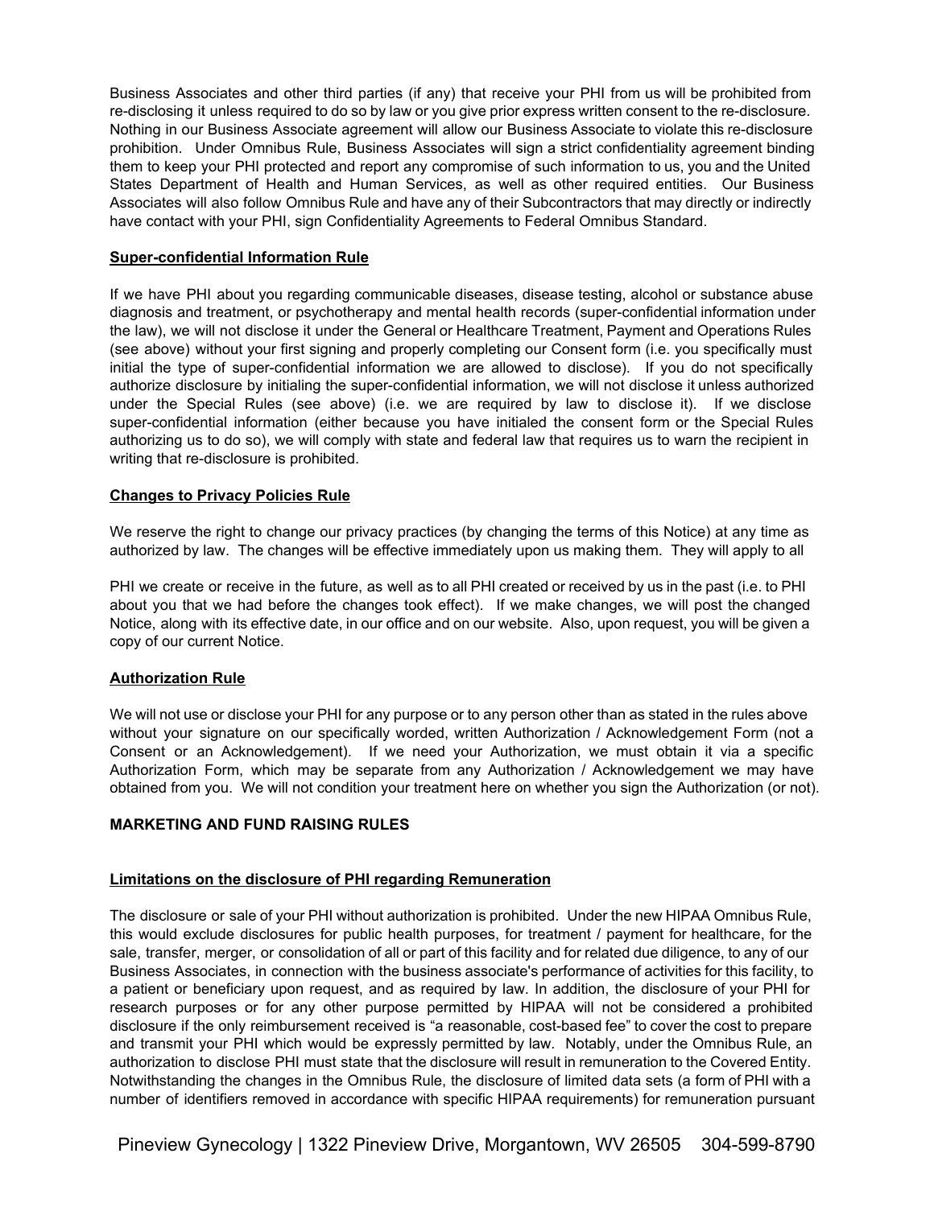Business Associates and other third parties (if any) that receive your PHI from us will be prohibited from re-disclosing it unless required to do so by law or you give prior express written consent to the re-disclosure. Nothing in our Business Associate agreement will allow our Business Associate to violate this re-disclosure prohibition. Under Omnibus Rule, Business Associates will sign a strict confidentiality agreement binding them to keep your PHI protected and report any compromise of such information to us, you and the United States Department of Health and Human Services, as well as other required entities. Our Business Associates will also follow Omnibus Rule and have any of their Subcontractors that may directly or indirectly have contact with your PHI, sign Confidentiality Agreements to Federal Omnibus Standard.

**Super-confidential Information Rule**

If we have PHI about you regarding communicable diseases, disease testing, alcohol or substance abuse diagnosis and treatment, or psychotherapy and mental health records (super-confidential information under the law), we will not disclose it under the General or Healthcare Treatment, Payment and Operations Rules (see above) without your first signing and properly completing our Consent form (i.e. you specifically must initial the type of super-confidential information we are allowed to disclose). If you do not specifically authorize disclosure by initialing the super-confidential information, we will not disclose it unless authorized under the Special Rules (see above) (i.e. we are required by law to disclose it). If we disclose super-confidential information (either because you have initialed the consent form or the Special Rules authorizing us to do so), we will comply with state and federal law that requires us to warn the recipient in writing that re-disclosure is prohibited.

**Changes to Privacy Policies Rule**

We reserve the right to change our privacy practices (by changing the terms of this Notice) at any time as authorized by law. The changes will be effective immediately upon us making them. They will apply to all PHI we create or receive in the future, as well as to all PHI created or received by us in the past (i.e. to PHI about you that we had before the changes took effect). If we make changes, we will post the changed Notice, along with its effective date, in our office and on our website. Also, upon request, you will be given a copy of our current Notice.

**Authorization Rule**

We will not use or disclose your PHI for any purpose or to any person other than as stated in the rules above without your signature on our specifically worded, written Authorization / Acknowledgement Form (not a Consent or an Acknowledgement). If we need your Authorization, we must obtain it via a specific Authorization Form, which may be separate from any Authorization / Acknowledgement we may have obtained from you. We will not condition your treatment here on whether you sign the Authorization (or not).

**MARKETING AND FUND RAISING RULES**

**Limitations on the disclosure of PHI regarding Remuneration**

The disclosure or sale of your PHI without authorization is prohibited. Under the new HIPAA Omnibus Rule, this would exclude disclosures for public health purposes, for treatment / payment for healthcare, for the sale, transfer, merger, or consolidation of all or part of this facility and for related due diligence, to any of our Business Associates, in connection with the business associate's performance of activities for this facility, to a patient or beneficiary upon request, and as required by law. In addition, the disclosure of your PHI for research purposes or for any other purpose permitted by HIPAA will not be considered a prohibited disclosure if the only reimbursement received is "a reasonable, cost-based fee" to cover the cost to prepare and transmit your PHI which would be expressly permitted by law. Notably, under the Omnibus Rule, an authorization to disclose PHI must state that the disclosure will result in remuneration to the Covered Entity. Notwithstanding the changes in the Omnibus Rule, the disclosure of limited data sets (a form of PHI with a number of identifiers removed in accordance with specific HIPAA requirements) for remuneration pursuant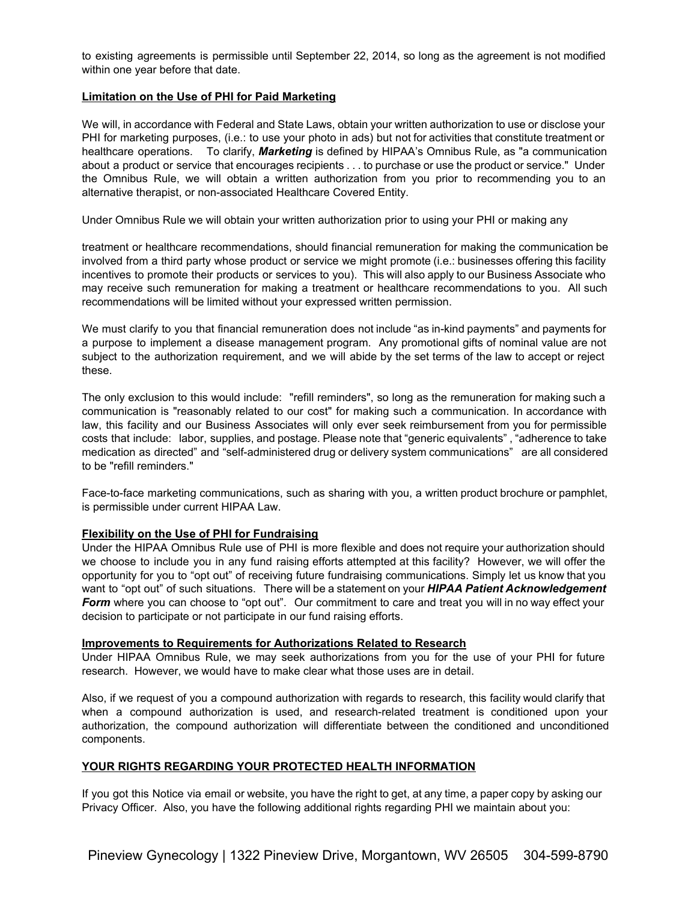to existing agreements is permissible until September 22, 2014, so long as the agreement is not modified within one year before that date.

**Limitation on the Use of PHI for Paid Marketing**

We will, in accordance with Federal and State Laws, obtain your written authorization to use or disclose your PHI for marketing purposes, (i.e.: to use your photo in ads) but not for activities that constitute treatment or healthcare operations. To clarify, ***Marketing*** is defined by HIPAA's Omnibus Rule, as "a communication about a product or service that encourages recipients . . . to purchase or use the product or service." Under the Omnibus Rule, we will obtain a written authorization from you prior to recommending you to an alternative therapist, or non-associated Healthcare Covered Entity.

Under Omnibus Rule we will obtain your written authorization prior to using your PHI or making any

treatment or healthcare recommendations, should financial remuneration for making the communication be involved from a third party whose product or service we might promote (i.e.: businesses offering this facility incentives to promote their products or services to you). This will also apply to our Business Associate who may receive such remuneration for making a treatment or healthcare recommendations to you. All such recommendations will be limited without your expressed written permission.

We must clarify to you that financial remuneration does not include "as in-kind payments" and payments for a purpose to implement a disease management program. Any promotional gifts of nominal value are not subject to the authorization requirement, and we will abide by the set terms of the law to accept or reject these.

The only exclusion to this would include: "refill reminders", so long as the remuneration for making such a communication is "reasonably related to our cost" for making such a communication. In accordance with law, this facility and our Business Associates will only ever seek reimbursement from you for permissible costs that include: labor, supplies, and postage. Please note that "generic equivalents" , "adherence to take medication as directed" and "self-administered drug or delivery system communications" are all considered to be "refill reminders."

Face-to-face marketing communications, such as sharing with you, a written product brochure or pamphlet, is permissible under current HIPAA Law.

**Flexibility on the Use of PHI for Fundraising**

Under the HIPAA Omnibus Rule use of PHI is more flexible and does not require your authorization should we choose to include you in any fund raising efforts attempted at this facility? However, we will offer the opportunity for you to "opt out" of receiving future fundraising communications. Simply let us know that you want to "opt out" of such situations. There will be a statement on your ***HIPAA Patient Acknowledgement Form*** where you can choose to "opt out". Our commitment to care and treat you will in no way effect your decision to participate or not participate in our fund raising efforts.

**Improvements to Requirements for Authorizations Related to Research**

Under HIPAA Omnibus Rule, we may seek authorizations from you for the use of your PHI for future research. However, we would have to make clear what those uses are in detail.

Also, if we request of you a compound authorization with regards to research, this facility would clarify that when a compound authorization is used, and research-related treatment is conditioned upon your authorization, the compound authorization will differentiate between the conditioned and unconditioned components.

**YOUR RIGHTS REGARDING YOUR PROTECTED HEALTH INFORMATION**

If you got this Notice via email or website, you have the right to get, at any time, a paper copy by asking our Privacy Officer. Also, you have the following additional rights regarding PHI we maintain about you: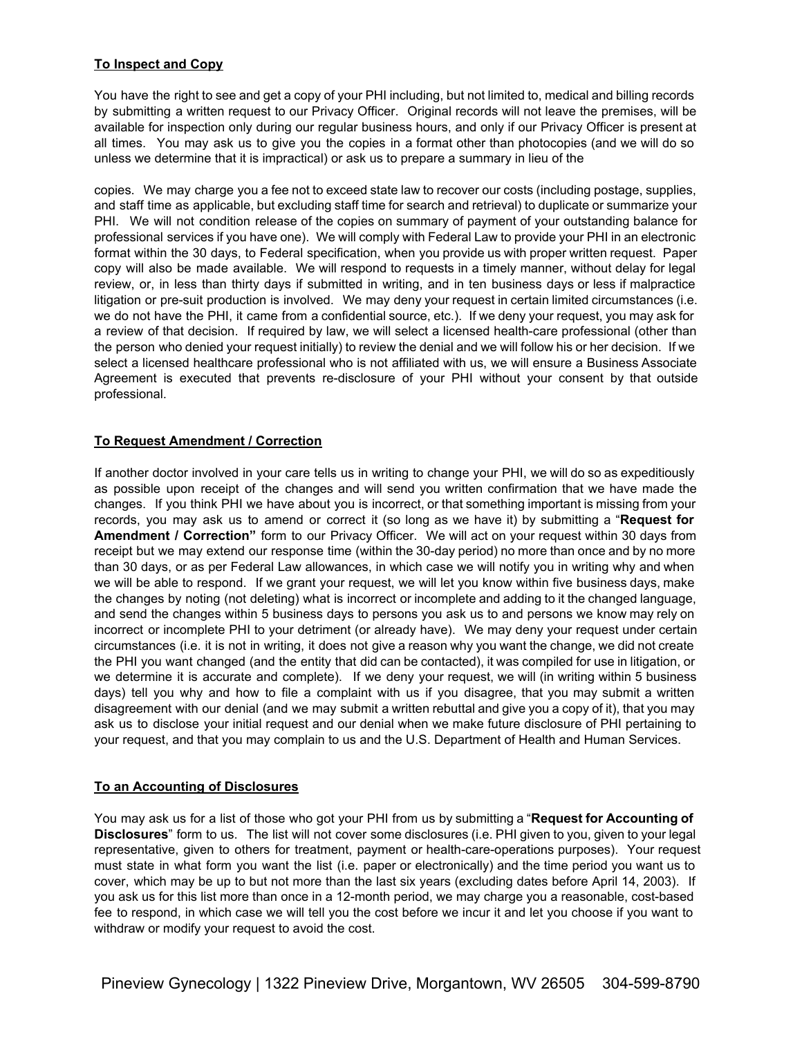**To Inspect and Copy**

You have the right to see and get a copy of your PHI including, but not limited to, medical and billing records by submitting a written request to our Privacy Officer. Original records will not leave the premises, will be available for inspection only during our regular business hours, and only if our Privacy Officer is present at all times. You may ask us to give you the copies in a format other than photocopies (and we will do so unless we determine that it is impractical) or ask us to prepare a summary in lieu of the

copies. We may charge you a fee not to exceed state law to recover our costs (including postage, supplies, and staff time as applicable, but excluding staff time for search and retrieval) to duplicate or summarize your PHI. We will not condition release of the copies on summary of payment of your outstanding balance for professional services if you have one). We will comply with Federal Law to provide your PHI in an electronic format within the 30 days, to Federal specification, when you provide us with proper written request. Paper copy will also be made available. We will respond to requests in a timely manner, without delay for legal review, or, in less than thirty days if submitted in writing, and in ten business days or less if malpractice litigation or pre-suit production is involved. We may deny your request in certain limited circumstances (i.e. we do not have the PHI, it came from a confidential source, etc.). If we deny your request, you may ask for a review of that decision. If required by law, we will select a licensed health-care professional (other than the person who denied your request initially) to review the denial and we will follow his or her decision. If we select a licensed healthcare professional who is not affiliated with us, we will ensure a Business Associate Agreement is executed that prevents re-disclosure of your PHI without your consent by that outside professional.

**To Request Amendment / Correction**

If another doctor involved in your care tells us in writing to change your PHI, we will do so as expeditiously as possible upon receipt of the changes and will send you written confirmation that we have made the changes. If you think PHI we have about you is incorrect, or that something important is missing from your records, you may ask us to amend or correct it (so long as we have it) by submitting a "**Request for Amendment / Correction"** form to our Privacy Officer. We will act on your request within 30 days from receipt but we may extend our response time (within the 30-day period) no more than once and by no more than 30 days, or as per Federal Law allowances, in which case we will notify you in writing why and when we will be able to respond. If we grant your request, we will let you know within five business days, make the changes by noting (not deleting) what is incorrect or incomplete and adding to it the changed language, and send the changes within 5 business days to persons you ask us to and persons we know may rely on incorrect or incomplete PHI to your detriment (or already have). We may deny your request under certain circumstances (i.e. it is not in writing, it does not give a reason why you want the change, we did not create the PHI you want changed (and the entity that did can be contacted), it was compiled for use in litigation, or we determine it is accurate and complete). If we deny your request, we will (in writing within 5 business days) tell you why and how to file a complaint with us if you disagree, that you may submit a written disagreement with our denial (and we may submit a written rebuttal and give you a copy of it), that you may ask us to disclose your initial request and our denial when we make future disclosure of PHI pertaining to your request, and that you may complain to us and the U.S. Department of Health and Human Services.

**To an Accounting of Disclosures**

You may ask us for a list of those who got your PHI from us by submitting a "**Request for Accounting of Disclosures**" form to us. The list will not cover some disclosures (i.e. PHI given to you, given to your legal representative, given to others for treatment, payment or health-care-operations purposes). Your request must state in what form you want the list (i.e. paper or electronically) and the time period you want us to cover, which may be up to but not more than the last six years (excluding dates before April 14, 2003). If you ask us for this list more than once in a 12-month period, we may charge you a reasonable, cost-based fee to respond, in which case we will tell you the cost before we incur it and let you choose if you want to withdraw or modify your request to avoid the cost.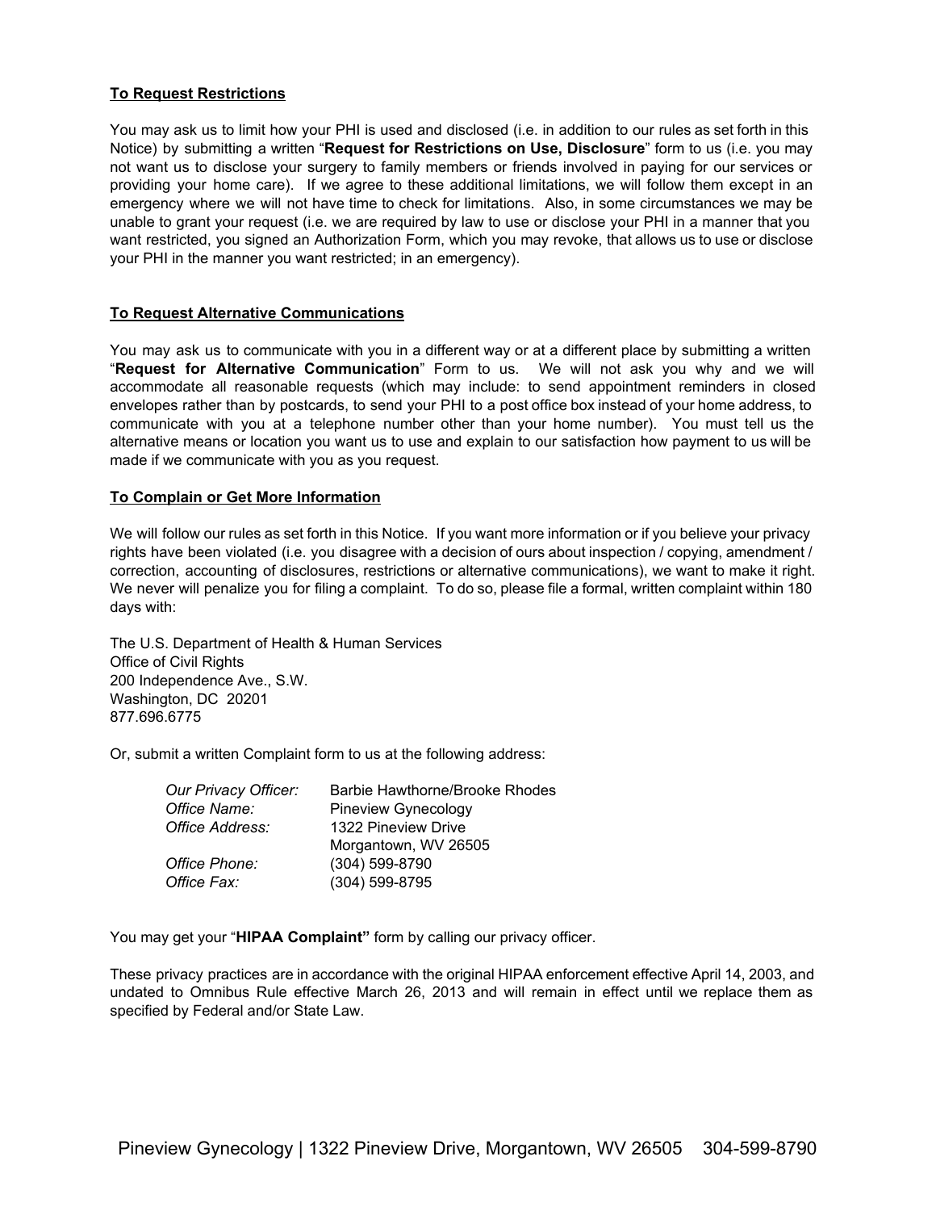**To Request Restrictions**

You may ask us to limit how your PHI is used and disclosed (i.e. in addition to our rules as set forth in this Notice) by submitting a written "**Request for Restrictions on Use, Disclosure**" form to us (i.e. you may not want us to disclose your surgery to family members or friends involved in paying for our services or providing your home care). If we agree to these additional limitations, we will follow them except in an emergency where we will not have time to check for limitations. Also, in some circumstances we may be unable to grant your request (i.e. we are required by law to use or disclose your PHI in a manner that you want restricted, you signed an Authorization Form, which you may revoke, that allows us to use or disclose your PHI in the manner you want restricted; in an emergency).

**To Request Alternative Communications**

You may ask us to communicate with you in a different way or at a different place by submitting a written "**Request for Alternative Communication**" Form to us. We will not ask you why and we will accommodate all reasonable requests (which may include: to send appointment reminders in closed envelopes rather than by postcards, to send your PHI to a post office box instead of your home address, to communicate with you at a telephone number other than your home number). You must tell us the alternative means or location you want us to use and explain to our satisfaction how payment to us will be made if we communicate with you as you request.

**To Complain or Get More Information**

We will follow our rules as set forth in this Notice. If you want more information or if you believe your privacy rights have been violated (i.e. you disagree with a decision of ours about inspection / copying, amendment / correction, accounting of disclosures, restrictions or alternative communications), we want to make it right. We never will penalize you for filing a complaint. To do so, please file a formal, written complaint within 180 days with:

The U.S. Department of Health & Human Services
Office of Civil Rights
200 Independence Ave., S.W.
Washington, DC 20201
877.696.6775

Or, submit a written Complaint form to us at the following address:

| | |
|---|---|
| *Our Privacy Officer:* | Barbie Hawthorne/Brooke Rhodes |
| *Office Name:* | Pineview Gynecology |
| *Office Address:* | 1322 Pineview Drive<br>Morgantown, WV 26505 |
| *Office Phone:* | (304) 599-8790 |
| *Office Fax:* | (304) 599-8795 |

You may get your "**HIPAA Complaint"** form by calling our privacy officer.

These privacy practices are in accordance with the original HIPAA enforcement effective April 14, 2003, and undated to Omnibus Rule effective March 26, 2013 and will remain in effect until we replace them as specified by Federal and/or State Law.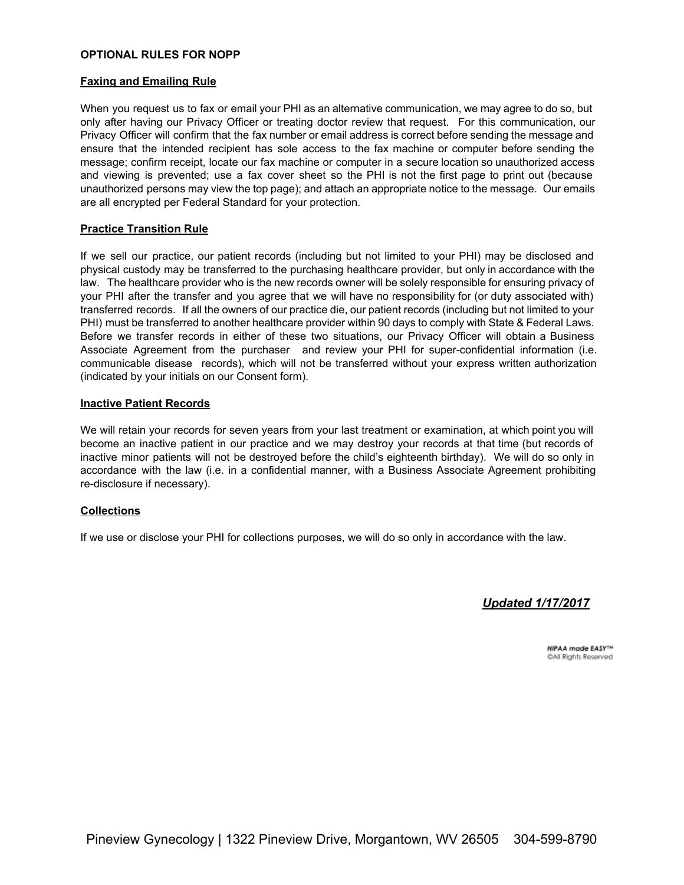**OPTIONAL RULES FOR NOPP**

**Faxing and Emailing Rule**

When you request us to fax or email your PHI as an alternative communication, we may agree to do so, but only after having our Privacy Officer or treating doctor review that request. For this communication, our Privacy Officer will confirm that the fax number or email address is correct before sending the message and ensure that the intended recipient has sole access to the fax machine or computer before sending the message; confirm receipt, locate our fax machine or computer in a secure location so unauthorized access and viewing is prevented; use a fax cover sheet so the PHI is not the first page to print out (because unauthorized persons may view the top page); and attach an appropriate notice to the message. Our emails are all encrypted per Federal Standard for your protection.

**Practice Transition Rule**

If we sell our practice, our patient records (including but not limited to your PHI) may be disclosed and physical custody may be transferred to the purchasing healthcare provider, but only in accordance with the law. The healthcare provider who is the new records owner will be solely responsible for ensuring privacy of your PHI after the transfer and you agree that we will have no responsibility for (or duty associated with) transferred records. If all the owners of our practice die, our patient records (including but not limited to your PHI) must be transferred to another healthcare provider within 90 days to comply with State & Federal Laws. Before we transfer records in either of these two situations, our Privacy Officer will obtain a Business Associate Agreement from the purchaser and review your PHI for super-confidential information (i.e. communicable disease records), which will not be transferred without your express written authorization (indicated by your initials on our Consent form).

**Inactive Patient Records**

We will retain your records for seven years from your last treatment or examination, at which point you will become an inactive patient in our practice and we may destroy your records at that time (but records of inactive minor patients will not be destroyed before the child's eighteenth birthday). We will do so only in accordance with the law (i.e. in a confidential manner, with a Business Associate Agreement prohibiting re-disclosure if necessary).

**Collections**

If we use or disclose your PHI for collections purposes, we will do so only in accordance with the law.

***Updated 1/17/2017***

HIPAA made EASY™
©All Rights Reserved

Pineview Gynecology | 1322 Pineview Drive, Morgantown, WV 26505 304-599-8790